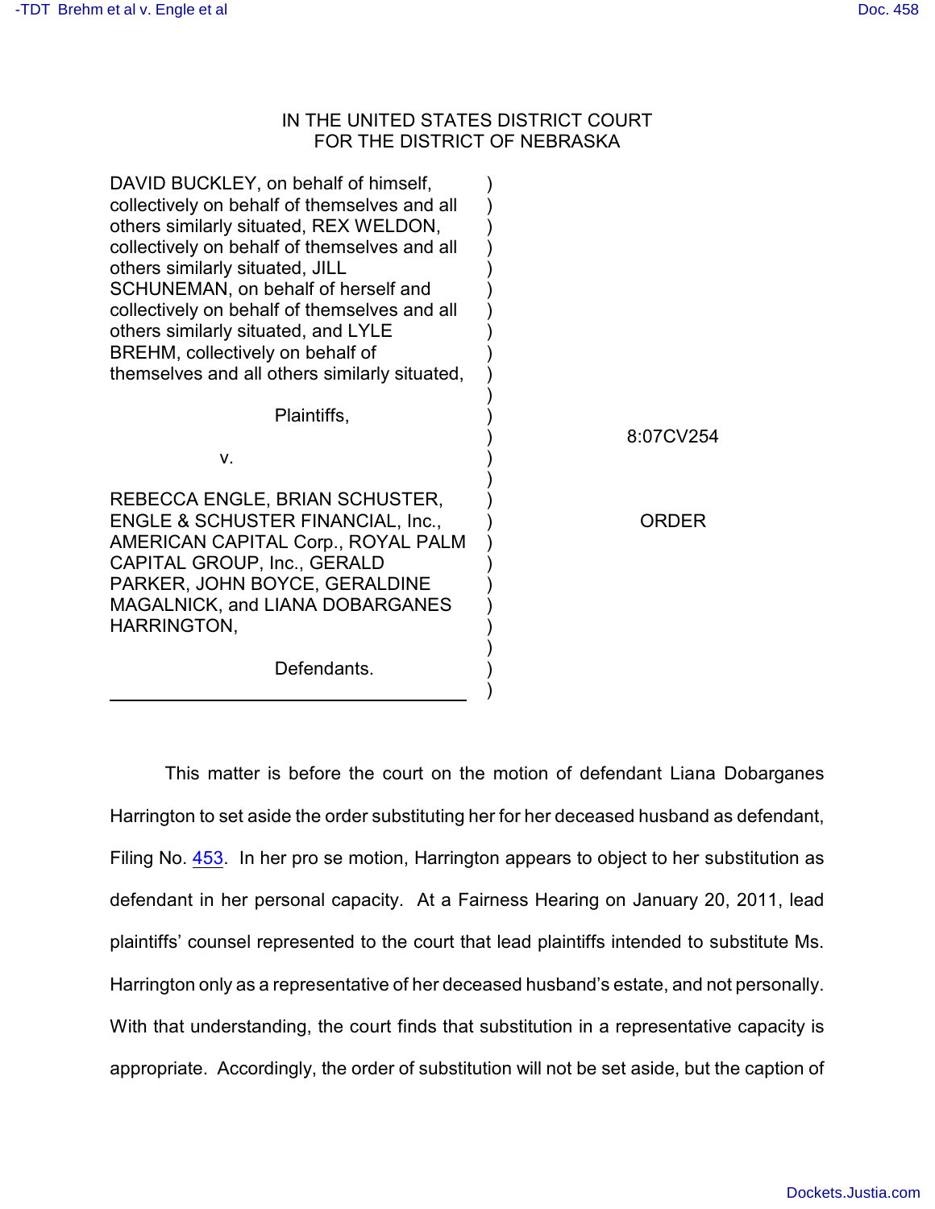IN THE UNITED STATES DISTRICT COURT
FOR THE DISTRICT OF NEBRASKA

DAVID BUCKLEY, on behalf of himself, collectively on behalf of themselves and all others similarly situated, REX WELDON, collectively on behalf of themselves and all others similarly situated, JILL SCHUNEMAN, on behalf of herself and collectively on behalf of themselves and all others similarly situated, and LYLE BREHM, collectively on behalf of themselves and all others similarly situated,

Plaintiffs,

v.

REBECCA ENGLE, BRIAN SCHUSTER, ENGLE & SCHUSTER FINANCIAL, Inc., AMERICAN CAPITAL Corp., ROYAL PALM CAPITAL GROUP, Inc., GERALD PARKER, JOHN BOYCE, GERALDINE MAGALNICK, and LIANA DOBARGANES HARRINGTON,

Defendants.

8:07CV254

ORDER

This matter is before the court on the motion of defendant Liana Dobarganes Harrington to set aside the order substituting her for her deceased husband as defendant, Filing No. 453. In her pro se motion, Harrington appears to object to her substitution as defendant in her personal capacity. At a Fairness Hearing on January 20, 2011, lead plaintiffs' counsel represented to the court that lead plaintiffs intended to substitute Ms. Harrington only as a representative of her deceased husband's estate, and not personally. With that understanding, the court finds that substitution in a representative capacity is appropriate. Accordingly, the order of substitution will not be set aside, but the caption of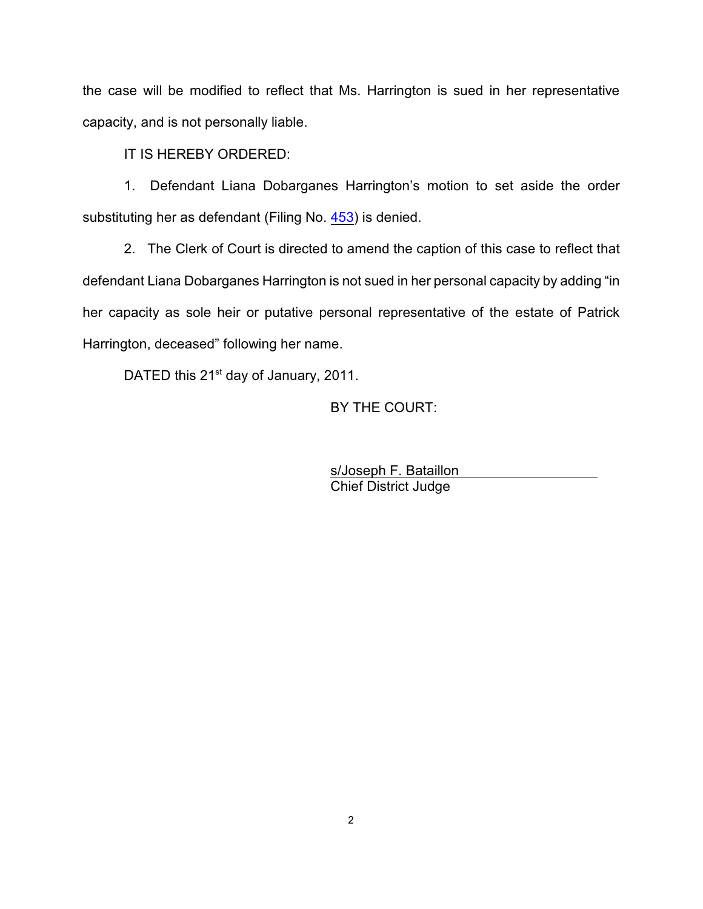the case will be modified to reflect that Ms. Harrington is sued in her representative capacity, and is not personally liable.

IT IS HEREBY ORDERED:

1. Defendant Liana Dobarganes Harrington's motion to set aside the order substituting her as defendant (Filing No. 453) is denied.

2. The Clerk of Court is directed to amend the caption of this case to reflect that defendant Liana Dobarganes Harrington is not sued in her personal capacity by adding "in her capacity as sole heir or putative personal representative of the estate of Patrick Harrington, deceased" following her name.

DATED this 21st day of January, 2011.

BY THE COURT:

s/Joseph F. Bataillon
Chief District Judge